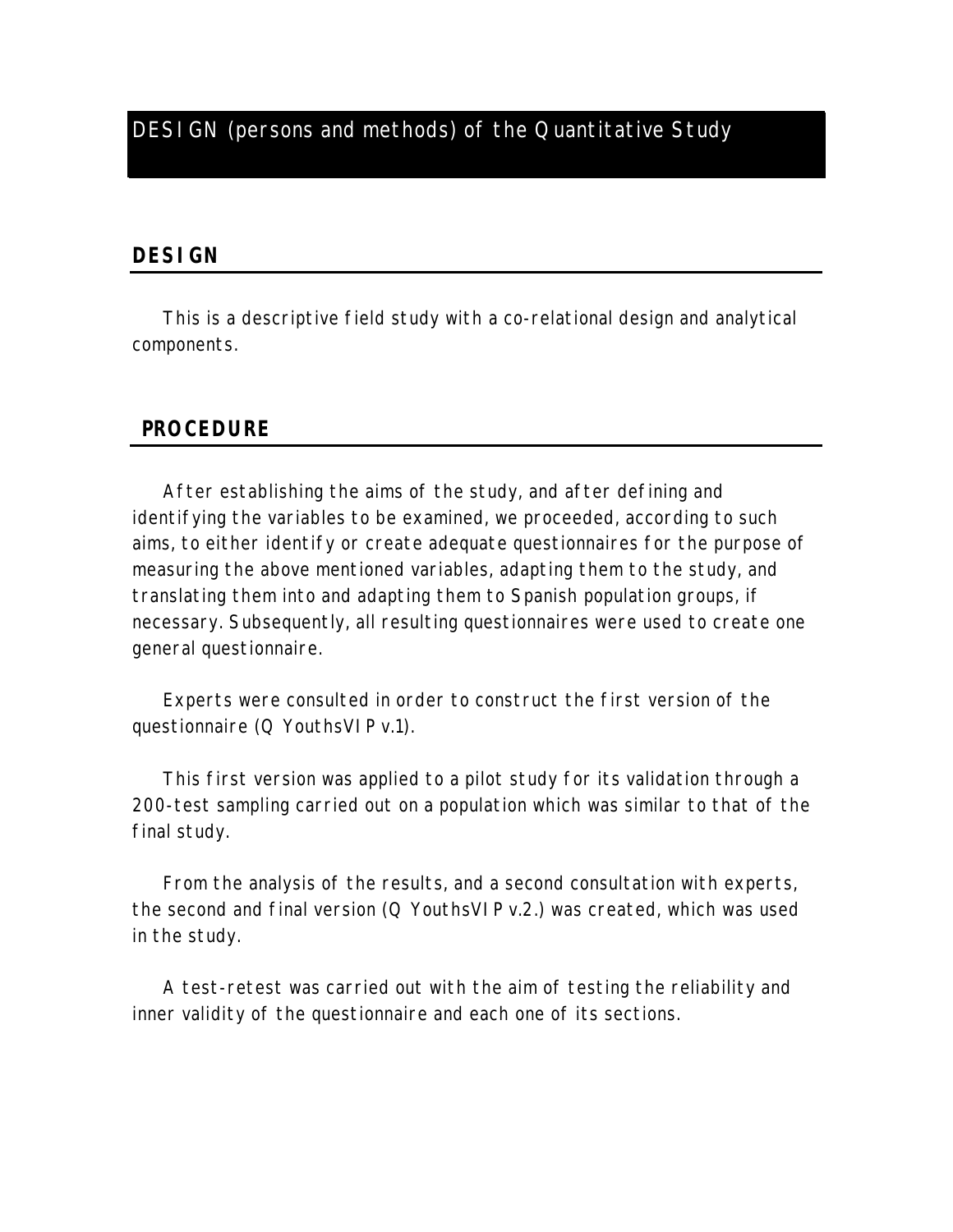# DESIGN (persons and methods) of the Quantitative Study

## DESIGN

This is a descriptive field study with a co-relational design and analytical components.

## PROCEDURE

After establishing the aims of the study, and after defining and identifying the variables to be examined, we proceeded, according to such aims, to either identify or create adequate questionnaires for the purpose of measuring the above mentioned variables, adapting them to the study, and translating them into and adapting them to Spanish population groups, if necessary. Subsequently, all resulting questionnaires were used to create one general questionnaire.

Experts were consulted in order to construct the first version of the questionnaire (Q YouthsVIP v.1).

This first version was applied to a pilot study for its validation through a 200-test sampling carried out on a population which was similar to that of the final study.

From the analysis of the results, and a second consultation with experts, the second and final version (Q YouthsVIP v.2.) was created, which was used in the study.

A test-retest was carried out with the aim of testing the reliability and inner validity of the questionnaire and each one of its sections.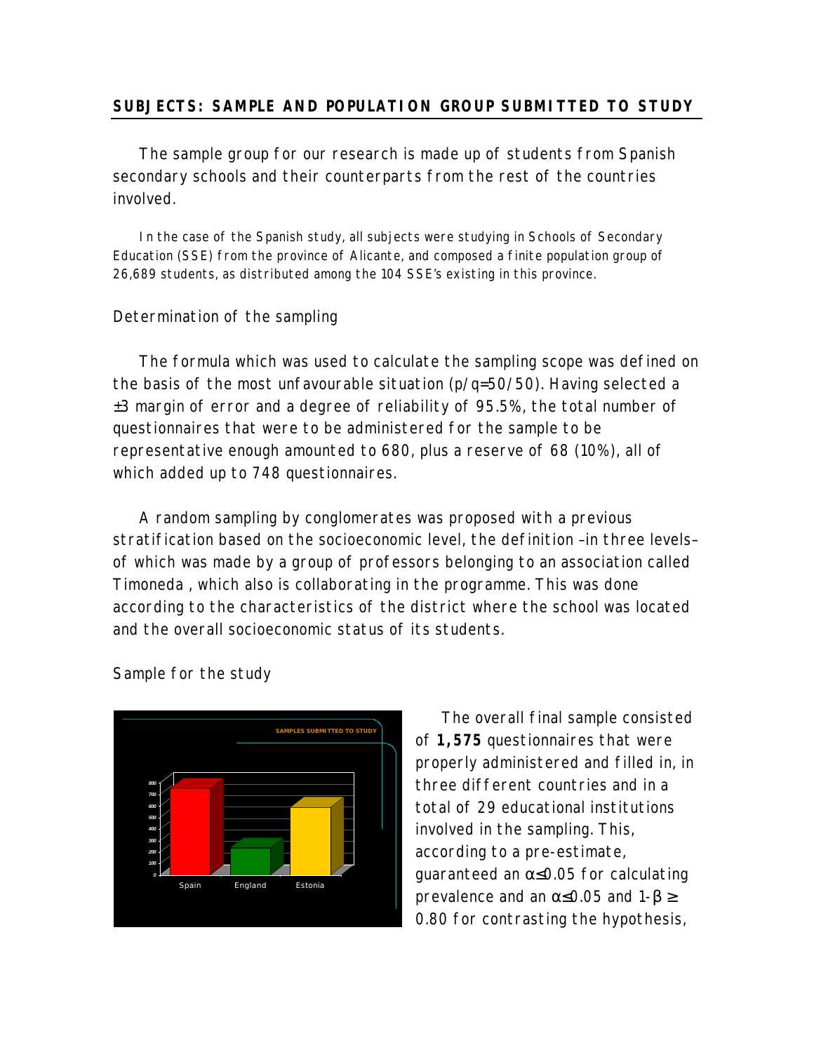## SUBJECTS: SAMPLE AND POPULATION GROUP SUBMITTED TO STUDY

The sample group for our research is made up of students from Spanish secondary schools and their counterparts from the rest of the countries involved.

In the case of the Spanish study, all subjects were studying in Schools of Secondary Education (SSE) from the province of Alicante, and composed a finite population group of 26,689 students, as distributed among the 104 SSE's existing in this province.

### Determination of the sampling

The formula which was used to calculate the sampling scope was defined on the basis of the most unfavourable situation (p/q=50/50). Having selected a ±3 margin of error and a degree of reliability of 95.5%, the total number of questionnaires that were to be administered for the sample to be representative enough amounted to 680, plus a reserve of 68 (10%), all of which added up to 748 questionnaires.

A random sampling by conglomerates was proposed with a previous stratification based on the socioeconomic level, the definition –in three levels– of which was made by a group of professors belonging to an association called Timoneda , which also is collaborating in the programme. This was done according to the characteristics of the district where the school was located and the overall socioeconomic status of its students.

### Sample for the study

The overall final sample consisted of **1,575** questionnaires that were properly administered and filled in, in three different countries and in a total of 29 educational institutions involved in the sampling. This, according to a pre-estimate, guaranteed an $\alpha \leq 0.05$ for calculating prevalence and an $\alpha \leq 0.05$ and $1-\beta \geq 0.80$ for contrasting the hypothesis,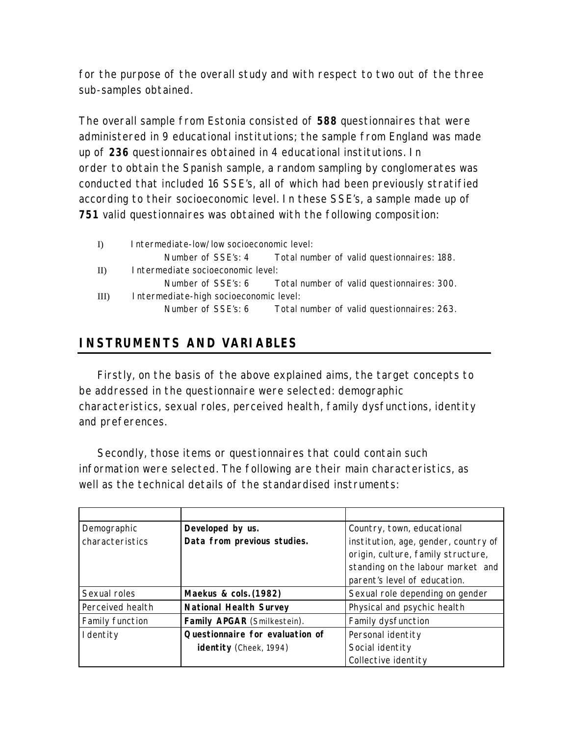for the purpose of the overall study and with respect to two out of the three sub-samples obtained.

The overall sample from Estonia consisted of **588** questionnaires that were administered in 9 educational institutions; the sample from England was made up of **236** questionnaires obtained in 4 educational institutions. In order to obtain the Spanish sample, a random sampling by conglomerates was conducted that included 16 SSE's, all of which had been previously stratified according to their socioeconomic level. In these SSE's, a sample made up of **751** valid questionnaires was obtained with the following composition:

I) Intermediate-low/low socioeconomic level:
   Number of SSE's: 4   Total number of valid questionnaires: 188.

II) Intermediate socioeconomic level:
   Number of SSE's: 6   Total number of valid questionnaires: 300.

III) Intermediate-high socioeconomic level:
   Number of SSE's: 6   Total number of valid questionnaires: 263.

## INSTRUMENTS AND VARIABLES

Firstly, on the basis of the above explained aims, the target concepts to be addressed in the questionnaire were selected: demographic characteristics, sexual roles, perceived health, family dysfunctions, identity and preferences.

Secondly, those items or questionnaires that could contain such information were selected. The following are their main characteristics, as well as the technical details of the standardised instruments:

| | | |
|---|---|---|
| Demographic characteristics | **Developed by us. Data from previous studies.** | Country, town, educational institution, age, gender, country of origin, culture, family structure, standing on the labour market and parent's level of education. |
| Sexual roles | **Maekus & cols.(1982)** | Sexual role depending on gender |
| Perceived health | **National Health Survey** | Physical and psychic health |
| Family function | **Family APGAR** (Smilkestein). | Family dysfunction |
| Identity | **Questionnaire for evaluation of identity** (Cheek, 1994) | Personal identity<br>Social identity<br>Collective identity |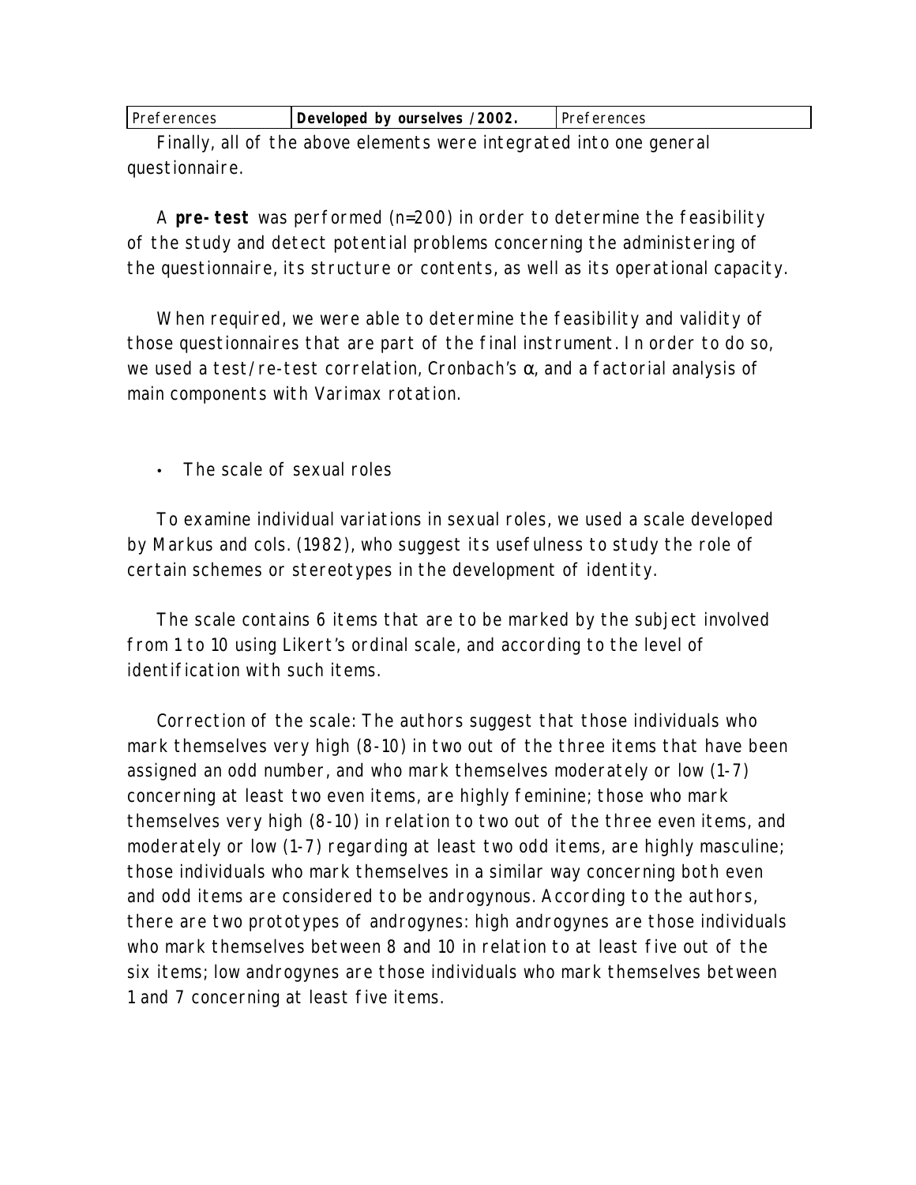| Preferences | **Developed by ourselves /2002.** | Preferences |
|---|---|---|

Finally, all of the above elements were integrated into one general questionnaire.

A **pre-test** was performed (n=200) in order to determine the feasibility of the study and detect potential problems concerning the administering of the questionnaire, its structure or contents, as well as its operational capacity.

When required, we were able to determine the feasibility and validity of those questionnaires that are part of the final instrument. In order to do so, we used a test/re-test correlation, Cronbach's $\alpha$, and a factorial analysis of main components with Varimax rotation.

- The scale of sexual roles

To examine individual variations in sexual roles, we used a scale developed by Markus and cols. (1982), who suggest its usefulness to study the role of certain schemes or stereotypes in the development of identity.

The scale contains 6 items that are to be marked by the subject involved from 1 to 10 using Likert's ordinal scale, and according to the level of identification with such items.

Correction of the scale: The authors suggest that those individuals who mark themselves very high (8-10) in two out of the three items that have been assigned an odd number, and who mark themselves moderately or low (1-7) concerning at least two even items, are highly feminine; those who mark themselves very high (8-10) in relation to two out of the three even items, and moderately or low (1-7) regarding at least two odd items, are highly masculine; those individuals who mark themselves in a similar way concerning both even and odd items are considered to be androgynous. According to the authors, there are two prototypes of androgynes: high androgynes are those individuals who mark themselves between 8 and 10 in relation to at least five out of the six items; low androgynes are those individuals who mark themselves between 1 and 7 concerning at least five items.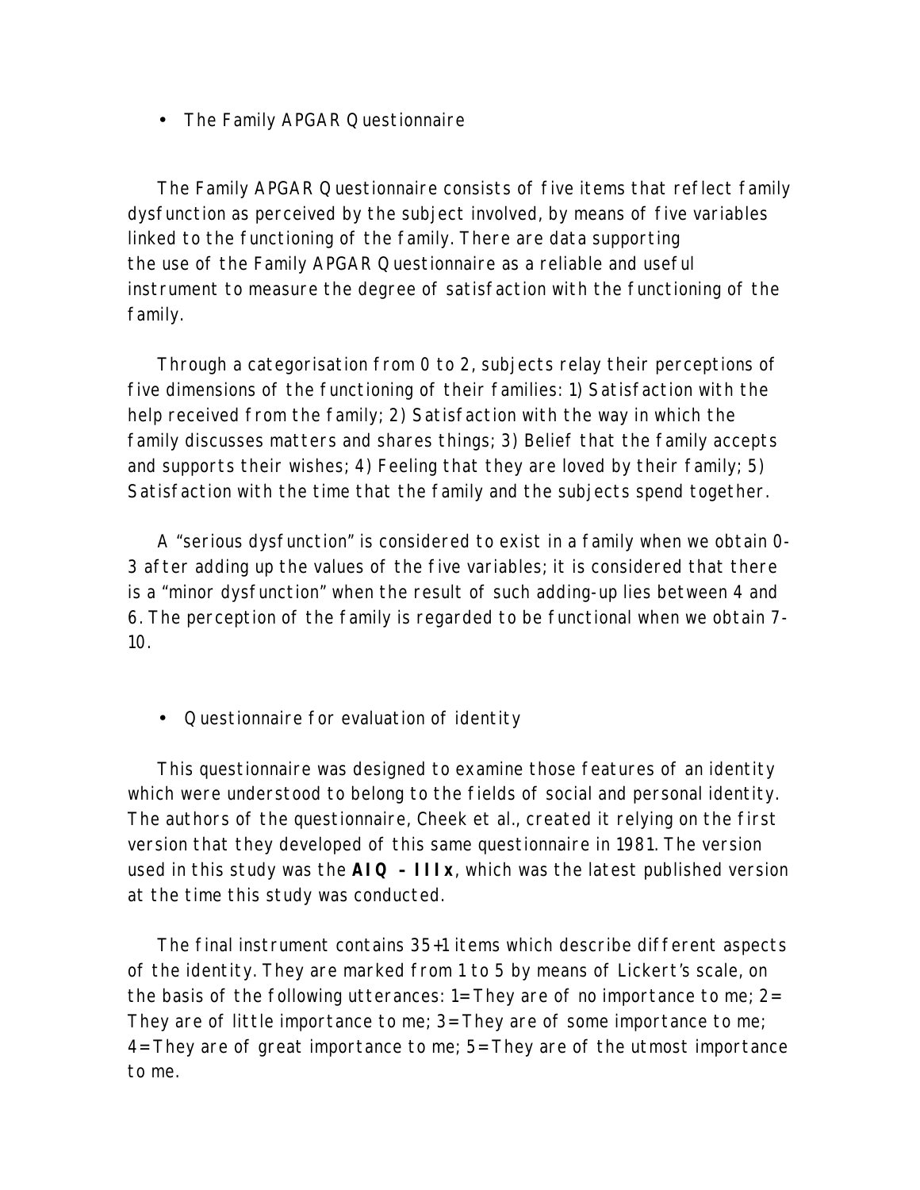- The Family APGAR Questionnaire

The Family APGAR Questionnaire consists of five items that reflect family dysfunction as perceived by the subject involved, by means of five variables linked to the functioning of the family. There are data supporting the use of the Family APGAR Questionnaire as a reliable and useful instrument to measure the degree of satisfaction with the functioning of the family.

Through a categorisation from 0 to 2, subjects relay their perceptions of five dimensions of the functioning of their families: 1) Satisfaction with the help received from the family; 2) Satisfaction with the way in which the family discusses matters and shares things; 3) Belief that the family accepts and supports their wishes; 4) Feeling that they are loved by their family; 5) Satisfaction with the time that the family and the subjects spend together.

A "serious dysfunction" is considered to exist in a family when we obtain 0-3 after adding up the values of the five variables; it is considered that there is a "minor dysfunction" when the result of such adding-up lies between 4 and 6. The perception of the family is regarded to be functional when we obtain 7-10.

- Questionnaire for evaluation of identity

This questionnaire was designed to examine those features of an identity which were understood to belong to the fields of social and personal identity. The authors of the questionnaire, Cheek et al., created it relying on the first version that they developed of this same questionnaire in 1981. The version used in this study was the **AIQ – IIIx**, which was the latest published version at the time this study was conducted.

The final instrument contains 35+1 items which describe different aspects of the identity. They are marked from 1 to 5 by means of Lickert's scale, on the basis of the following utterances: 1= They are of no importance to me; 2= They are of little importance to me; 3= They are of some importance to me; 4= They are of great importance to me; 5= They are of the utmost importance to me.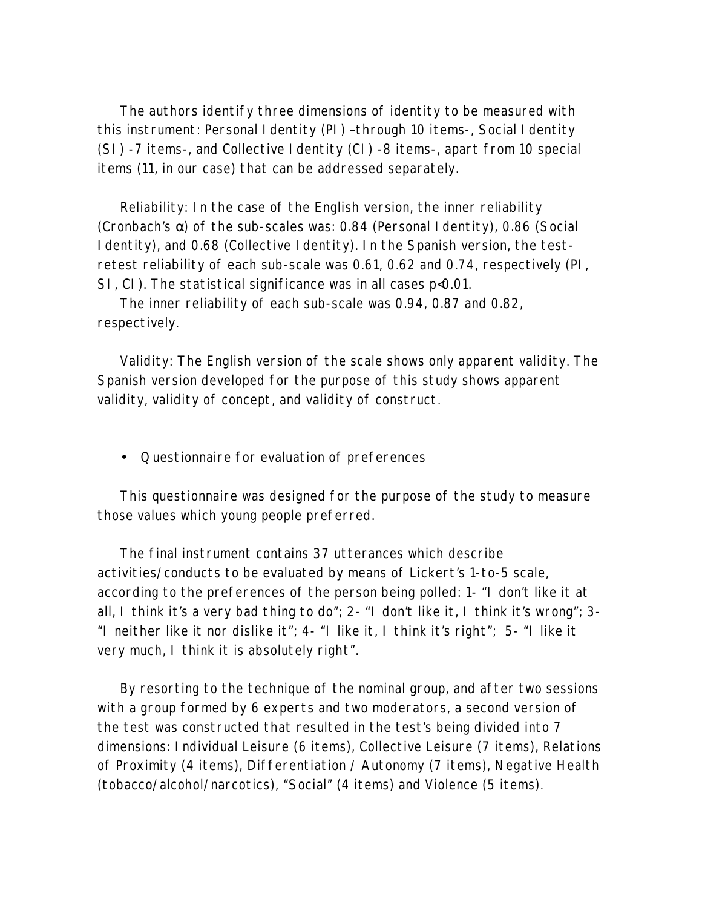The authors identify three dimensions of identity to be measured with this instrument: Personal Identity (PI) –through 10 items-, Social Identity (SI) -7 items-, and Collective Identity (CI) -8 items-, apart from 10 special items (11, in our case) that can be addressed separately.

Reliability: In the case of the English version, the inner reliability (Cronbach's α) of the sub-scales was: 0.84 (Personal Identity), 0.86 (Social Identity), and 0.68 (Collective Identity). In the Spanish version, the test-retest reliability of each sub-scale was 0.61, 0.62 and 0.74, respectively (PI, SI, CI). The statistical significance was in all cases $p<0.01$.

The inner reliability of each sub-scale was 0.94, 0.87 and 0.82, respectively.

Validity: The English version of the scale shows only apparent validity. The Spanish version developed for the purpose of this study shows apparent validity, validity of concept, and validity of construct.

- Questionnaire for evaluation of preferences

This questionnaire was designed for the purpose of the study to measure those values which young people preferred.

The final instrument contains 37 utterances which describe activities/conducts to be evaluated by means of Lickert's 1-to-5 scale, according to the preferences of the person being polled: 1- "I don't like it at all, I think it's a very bad thing to do"; 2- "I don't like it, I think it's wrong"; 3- "I neither like it nor dislike it"; 4- "I like it, I think it's right"; 5- "I like it very much, I think it is absolutely right".

By resorting to the technique of the nominal group, and after two sessions with a group formed by 6 experts and two moderators, a second version of the test was constructed that resulted in the test's being divided into 7 dimensions: Individual Leisure (6 items), Collective Leisure (7 items), Relations of Proximity (4 items), Differentiation / Autonomy (7 items), Negative Health (tobacco/alcohol/narcotics), "Social" (4 items) and Violence (5 items).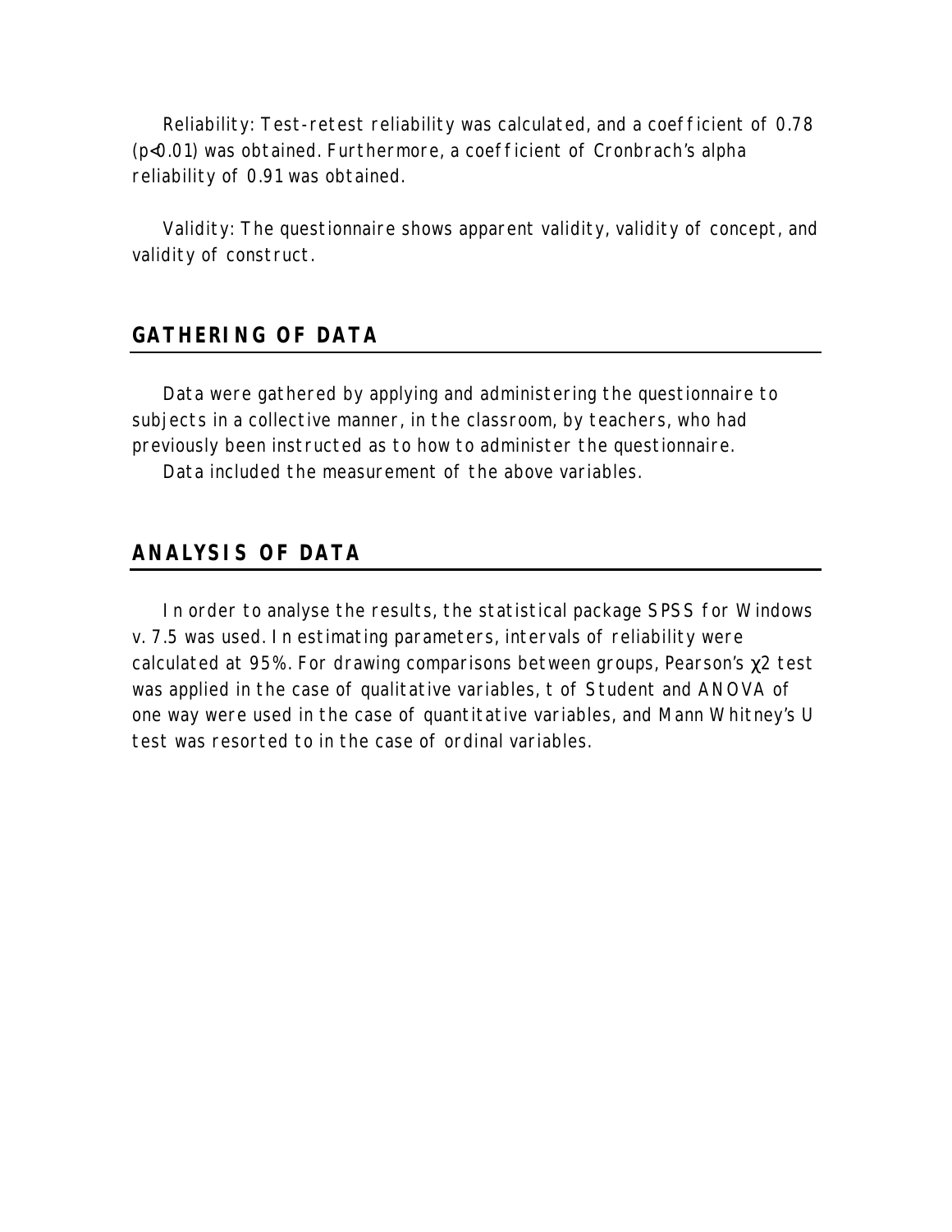Reliability: Test-retest reliability was calculated, and a coefficient of 0.78 ($p<0.01$) was obtained. Furthermore, a coefficient of Cronbrach's alpha reliability of 0.91 was obtained.

Validity: The questionnaire shows apparent validity, validity of concept, and validity of construct.

## GATHERING OF DATA

Data were gathered by applying and administering the questionnaire to subjects in a collective manner, in the classroom, by teachers, who had previously been instructed as to how to administer the questionnaire.

Data included the measurement of the above variables.

## ANALYSIS OF DATA

In order to analyse the results, the statistical package SPSS for Windows v. 7.5 was used. In estimating parameters, intervals of reliability were calculated at 95%. For drawing comparisons between groups, Pearson's $\chi 2$ test was applied in the case of qualitative variables, t of Student and ANOVA of one way were used in the case of quantitative variables, and Mann Whitney's U test was resorted to in the case of ordinal variables.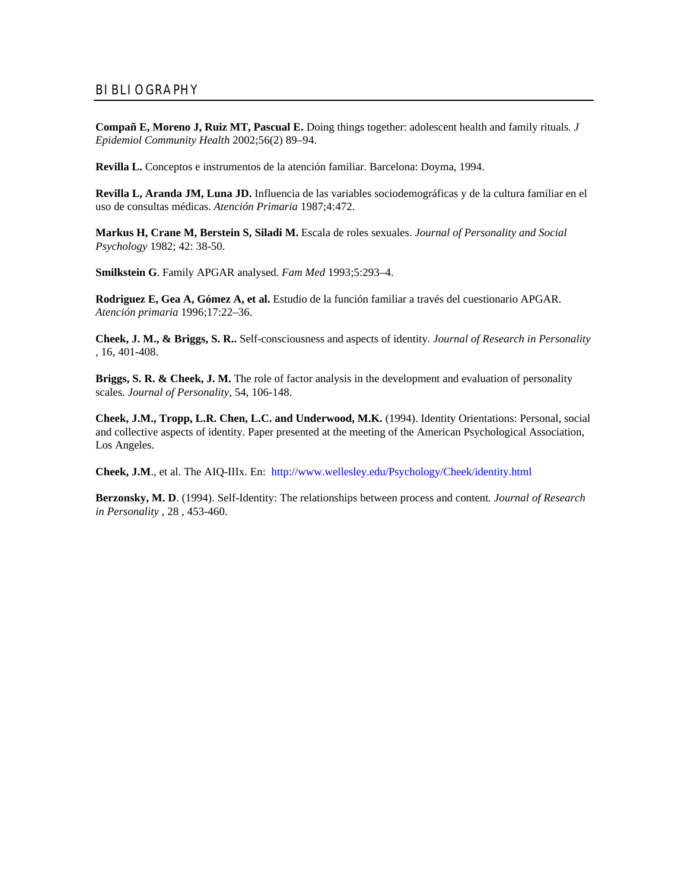## BIBLIOGRAPHY

**Compañ E, Moreno J, Ruiz MT, Pascual E.** Doing things together: adolescent health and family rituals. *J Epidemiol Community Health* 2002;56(2) 89–94.

**Revilla L.** Conceptos e instrumentos de la atención familiar. Barcelona: Doyma, 1994.

**Revilla L, Aranda JM, Luna JD.** Influencia de las variables sociodemográficas y de la cultura familiar en el uso de consultas médicas. *Atención Primaria* 1987;4:472.

**Markus H, Crane M, Berstein S, Siladi M.** Escala de roles sexuales. *Journal of Personality and Social Psychology* 1982; 42: 38-50.

**Smilkstein G**. Family APGAR analysed. *Fam Med* 1993;5:293–4.

**Rodriguez E, Gea A, Gómez A, et al.** Estudio de la función familiar a través del cuestionario APGAR. *Atención primaria* 1996;17:22–36.

**Cheek, J. M., & Briggs, S. R..** Self-consciousness and aspects of identity. *Journal of Research in Personality* , 16, 401-408.

**Briggs, S. R. & Cheek, J. M.** The role of factor analysis in the development and evaluation of personality scales. *Journal of Personality,* 54, 106-148.

**Cheek, J.M., Tropp, L.R. Chen, L.C. and Underwood, M.K.** (1994). Identity Orientations: Personal, social and collective aspects of identity. Paper presented at the meeting of the American Psychological Association, Los Angeles.

**Cheek, J.M**., et al. The AIQ-IIIx. En: http://www.wellesley.edu/Psychology/Cheek/identity.html

**Berzonsky, M. D**. (1994). Self-Identity: The relationships between process and content. *Journal of Research in Personality* , 28 , 453-460.